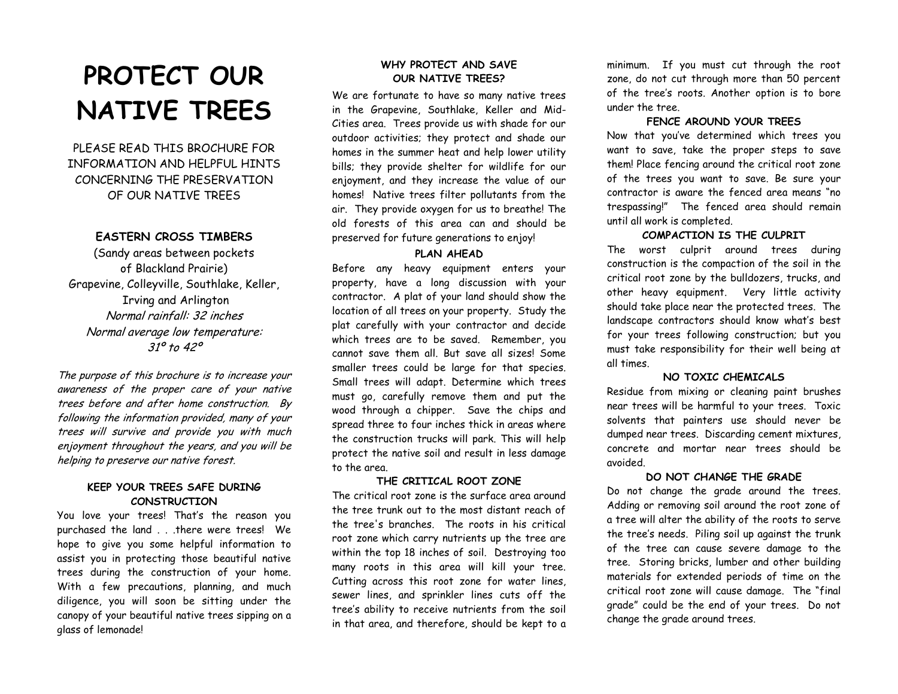# PROTECT OUR NATIVE TREES

PLEASE READ THIS BROCHURE FOR INFORMATION AND HELPFUL HINTS CONCERNING THE PRESERVATION OF OUR NATIVE TREES

**EASTERN CROSS TIMBERS**

(Sandy areas between pockets of Blackland Prairie)
Grapevine, Colleyville, Southlake, Keller, Irving and Arlington
*Normal rainfall: 32 inches*
*Normal average low temperature: 31º to 42º*

*The purpose of this brochure is to increase your awareness of the proper care of your native trees before and after home construction. By following the information provided, many of your trees will survive and provide you with much enjoyment throughout the years, and you will be helping to preserve our native forest.*

## KEEP YOUR TREES SAFE DURING CONSTRUCTION

You love your trees! That's the reason you purchased the land . . .there were trees! We hope to give you some helpful information to assist you in protecting those beautiful native trees during the construction of your home. With a few precautions, planning, and much diligence, you will soon be sitting under the canopy of your beautiful native trees sipping on a glass of lemonade!

## WHY PROTECT AND SAVE OUR NATIVE TREES?

We are fortunate to have so many native trees in the Grapevine, Southlake, Keller and Mid-Cities area. Trees provide us with shade for our outdoor activities; they protect and shade our homes in the summer heat and help lower utility bills; they provide shelter for wildlife for our enjoyment, and they increase the value of our homes! Native trees filter pollutants from the air. They provide oxygen for us to breathe! The old forests of this area can and should be preserved for future generations to enjoy!

## PLAN AHEAD

Before any heavy equipment enters your property, have a long discussion with your contractor. A plat of your land should show the location of all trees on your property. Study the plat carefully with your contractor and decide which trees are to be saved. Remember, you cannot save them all. But save all sizes! Some smaller trees could be large for that species. Small trees will adapt. Determine which trees must go, carefully remove them and put the wood through a chipper. Save the chips and spread three to four inches thick in areas where the construction trucks will park. This will help protect the native soil and result in less damage to the area.

## THE CRITICAL ROOT ZONE

The critical root zone is the surface area around the tree trunk out to the most distant reach of the tree's branches. The roots in his critical root zone which carry nutrients up the tree are within the top 18 inches of soil. Destroying too many roots in this area will kill your tree. Cutting across this root zone for water lines, sewer lines, and sprinkler lines cuts off the tree's ability to receive nutrients from the soil in that area, and therefore, should be kept to a minimum. If you must cut through the root zone, do not cut through more than 50 percent of the tree's roots. Another option is to bore under the tree.

## FENCE AROUND YOUR TREES

Now that you've determined which trees you want to save, take the proper steps to save them! Place fencing around the critical root zone of the trees you want to save. Be sure your contractor is aware the fenced area means "no trespassing!" The fenced area should remain until all work is completed.

## COMPACTION IS THE CULPRIT

The worst culprit around trees during construction is the compaction of the soil in the critical root zone by the bulldozers, trucks, and other heavy equipment. Very little activity should take place near the protected trees. The landscape contractors should know what's best for your trees following construction; but you must take responsibility for their well being at all times.

## NO TOXIC CHEMICALS

Residue from mixing or cleaning paint brushes near trees will be harmful to your trees. Toxic solvents that painters use should never be dumped near trees. Discarding cement mixtures, concrete and mortar near trees should be avoided.

## DO NOT CHANGE THE GRADE

Do not change the grade around the trees. Adding or removing soil around the root zone of a tree will alter the ability of the roots to serve the tree's needs. Piling soil up against the trunk of the tree can cause severe damage to the tree. Storing bricks, lumber and other building materials for extended periods of time on the critical root zone will cause damage. The "final grade" could be the end of your trees. Do not change the grade around trees.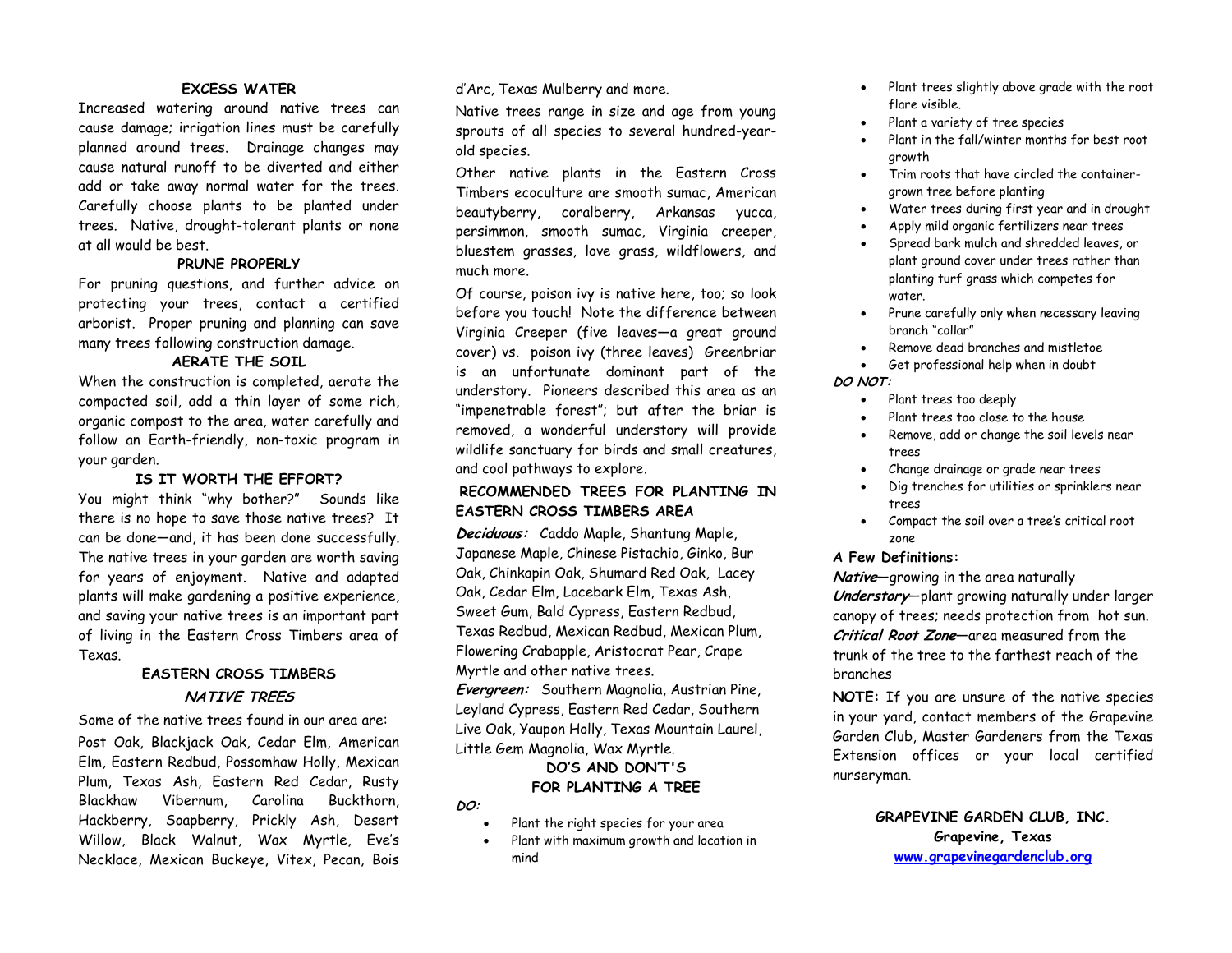## EXCESS WATER

Increased watering around native trees can cause damage; irrigation lines must be carefully planned around trees. Drainage changes may cause natural runoff to be diverted and either add or take away normal water for the trees. Carefully choose plants to be planted under trees. Native, drought-tolerant plants or none at all would be best.

## PRUNE PROPERLY

For pruning questions, and further advice on protecting your trees, contact a certified arborist. Proper pruning and planning can save many trees following construction damage.

## AERATE THE SOIL

When the construction is completed, aerate the compacted soil, add a thin layer of some rich, organic compost to the area, water carefully and follow an Earth-friendly, non-toxic program in your garden.

## IS IT WORTH THE EFFORT?

You might think "why bother?" Sounds like there is no hope to save those native trees? It can be done—and, it has been done successfully. The native trees in your garden are worth saving for years of enjoyment. Native and adapted plants will make gardening a positive experience, and saving your native trees is an important part of living in the Eastern Cross Timbers area of Texas.

## EASTERN CROSS TIMBERS

### *NATIVE TREES*

Some of the native trees found in our area are:

Post Oak, Blackjack Oak, Cedar Elm, American Elm, Eastern Redbud, Possomhaw Holly, Mexican Plum, Texas Ash, Eastern Red Cedar, Rusty Blackhaw Vibernum, Carolina Buckthorn, Hackberry, Soapberry, Prickly Ash, Desert Willow, Black Walnut, Wax Myrtle, Eve's Necklace, Mexican Buckeye, Vitex, Pecan, Bois d'Arc, Texas Mulberry and more.

Native trees range in size and age from young sprouts of all species to several hundred-year-old species.

Other native plants in the Eastern Cross Timbers ecoculture are smooth sumac, American beautyberry, coralberry, Arkansas yucca, persimmon, smooth sumac, Virginia creeper, bluestem grasses, love grass, wildflowers, and much more.

Of course, poison ivy is native here, too; so look before you touch! Note the difference between Virginia Creeper (five leaves—a great ground cover) vs. poison ivy (three leaves) Greenbriar is an unfortunate dominant part of the understory. Pioneers described this area as an "impenetrable forest"; but after the briar is removed, a wonderful understory will provide wildlife sanctuary for birds and small creatures, and cool pathways to explore.

## RECOMMENDED TREES FOR PLANTING IN EASTERN CROSS TIMBERS AREA

***Deciduous:*** Caddo Maple, Shantung Maple, Japanese Maple, Chinese Pistachio, Ginko, Bur Oak, Chinkapin Oak, Shumard Red Oak, Lacey Oak, Cedar Elm, Lacebark Elm, Texas Ash, Sweet Gum, Bald Cypress, Eastern Redbud, Texas Redbud, Mexican Redbud, Mexican Plum, Flowering Crabapple, Aristocrat Pear, Crape Myrtle and other native trees.

***Evergreen:*** Southern Magnolia, Austrian Pine, Leyland Cypress, Eastern Red Cedar, Southern Live Oak, Yaupon Holly, Texas Mountain Laurel, Little Gem Magnolia, Wax Myrtle.

## DO'S AND DON'T'S FOR PLANTING A TREE

***DO:***

- Plant the right species for your area
- Plant with maximum growth and location in mind
- Plant trees slightly above grade with the root flare visible.
- Plant a variety of tree species
- Plant in the fall/winter months for best root growth
- Trim roots that have circled the container-grown tree before planting
- Water trees during first year and in drought
- Apply mild organic fertilizers near trees
- Spread bark mulch and shredded leaves, or plant ground cover under trees rather than planting turf grass which competes for water.
- Prune carefully only when necessary leaving branch "collar"
- Remove dead branches and mistletoe
- Get professional help when in doubt

***DO NOT:***

- Plant trees too deeply
- Plant trees too close to the house
- Remove, add or change the soil levels near trees
- Change drainage or grade near trees
- Dig trenches for utilities or sprinklers near trees
- Compact the soil over a tree's critical root zone

**A Few Definitions:**

***Native***—growing in the area naturally

***Understory***—plant growing naturally under larger canopy of trees; needs protection from hot sun.

***Critical Root Zone***—area measured from the trunk of the tree to the farthest reach of the branches

**NOTE:** If you are unsure of the native species in your yard, contact members of the Grapevine Garden Club, Master Gardeners from the Texas Extension offices or your local certified nurseryman.

**GRAPEVINE GARDEN CLUB, INC.**
**Grapevine, Texas**
**www.grapevinegardenclub.org**